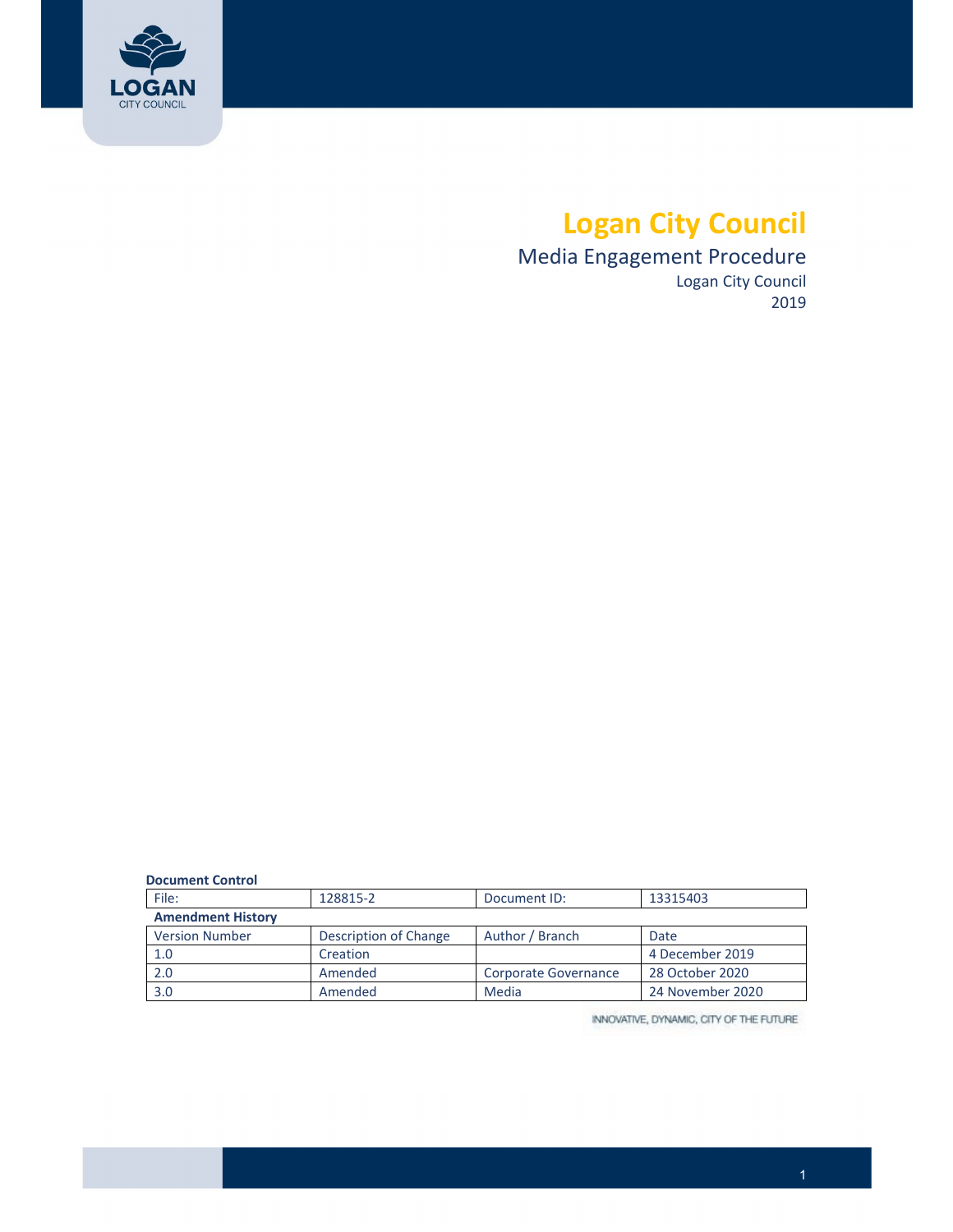# Logan City Council

## Media Engagement Procedure

Logan City Council

2019

**Document Control**

| File: | 128815-2 | Document ID: | 13315403 |
|---|---|---|---|

**Amendment History**

| Version Number | Description of Change | Author / Branch | Date |
|---|---|---|---|
| 1.0 | Creation | | 4 December 2019 |
| 2.0 | Amended | Corporate Governance | 28 October 2020 |
| 3.0 | Amended | Media | 24 November 2020 |

INNOVATIVE, DYNAMIC, CITY OF THE FUTURE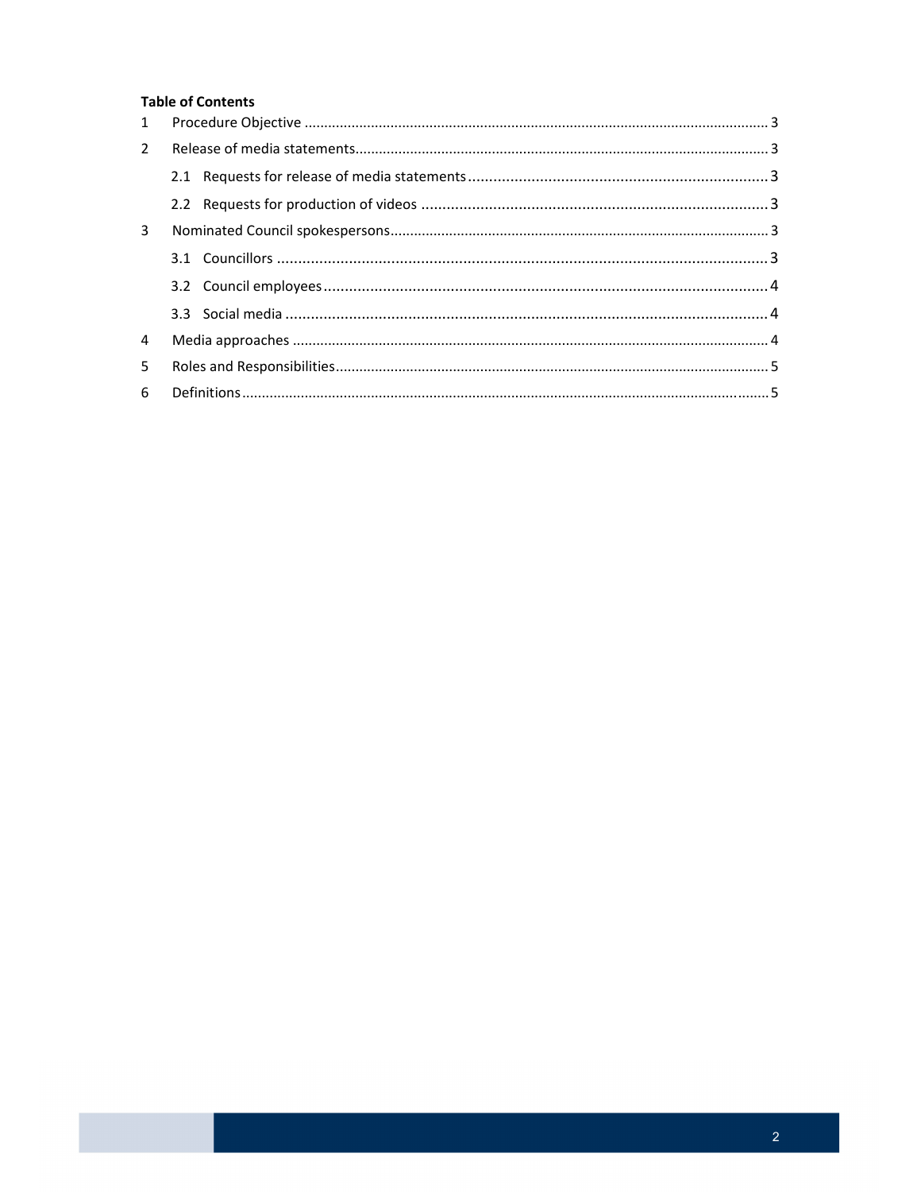**Table of Contents**

1 Procedure Objective ..... 3

2 Release of media statements ..... 3

- 2.1 Requests for release of media statements ..... 3
- 2.2 Requests for production of videos ..... 3

3 Nominated Council spokespersons ..... 3

- 3.1 Councillors ..... 3
- 3.2 Council employees ..... 4
- 3.3 Social media ..... 4

4 Media approaches ..... 4

5 Roles and Responsibilities ..... 5

6 Definitions ..... 5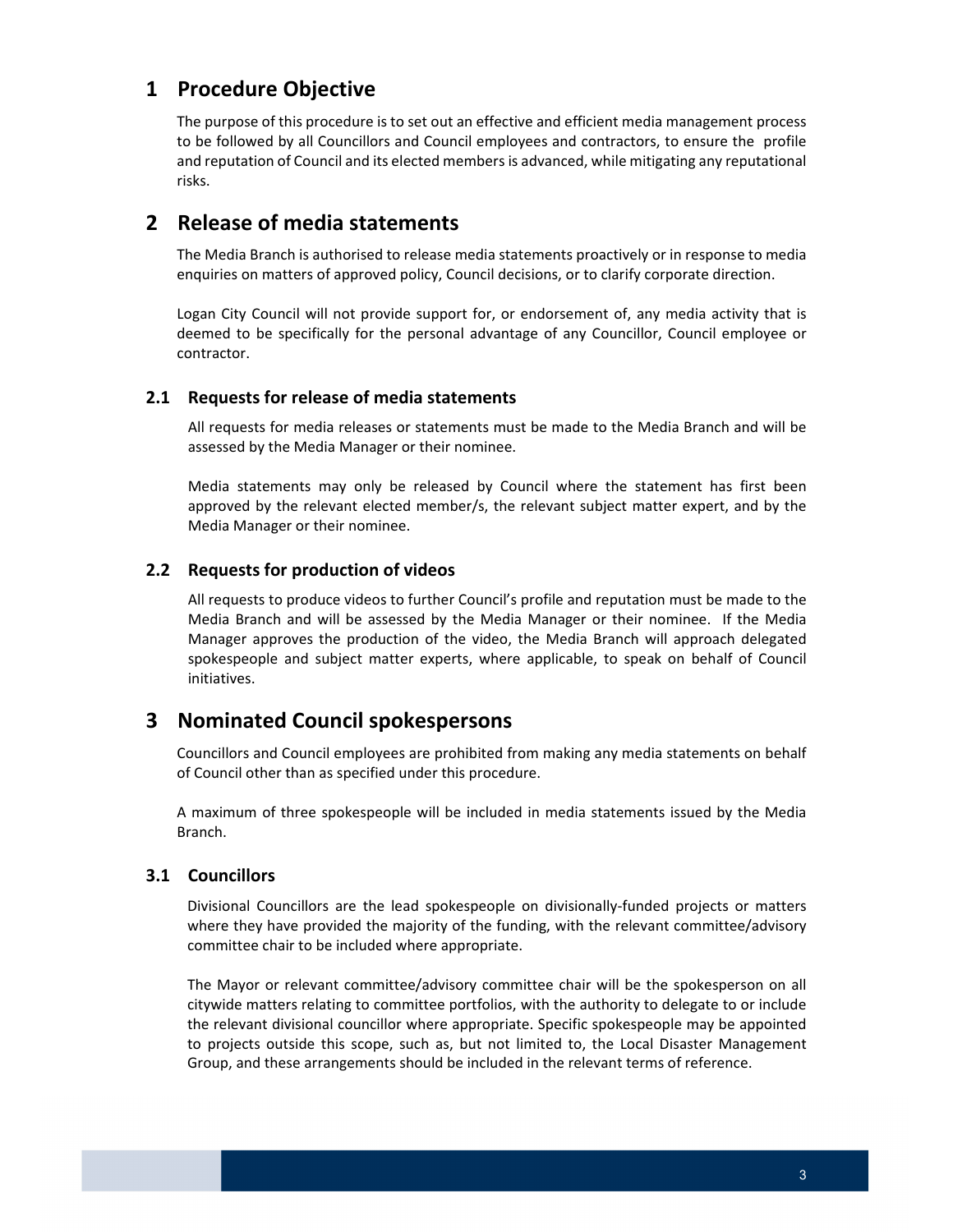# 1 Procedure Objective

The purpose of this procedure is to set out an effective and efficient media management process to be followed by all Councillors and Council employees and contractors, to ensure the profile and reputation of Council and its elected members is advanced, while mitigating any reputational risks.

# 2 Release of media statements

The Media Branch is authorised to release media statements proactively or in response to media enquiries on matters of approved policy, Council decisions, or to clarify corporate direction.

Logan City Council will not provide support for, or endorsement of, any media activity that is deemed to be specifically for the personal advantage of any Councillor, Council employee or contractor.

## 2.1 Requests for release of media statements

All requests for media releases or statements must be made to the Media Branch and will be assessed by the Media Manager or their nominee.

Media statements may only be released by Council where the statement has first been approved by the relevant elected member/s, the relevant subject matter expert, and by the Media Manager or their nominee.

## 2.2 Requests for production of videos

All requests to produce videos to further Council's profile and reputation must be made to the Media Branch and will be assessed by the Media Manager or their nominee. If the Media Manager approves the production of the video, the Media Branch will approach delegated spokespeople and subject matter experts, where applicable, to speak on behalf of Council initiatives.

# 3 Nominated Council spokespersons

Councillors and Council employees are prohibited from making any media statements on behalf of Council other than as specified under this procedure.

A maximum of three spokespeople will be included in media statements issued by the Media Branch.

## 3.1 Councillors

Divisional Councillors are the lead spokespeople on divisionally-funded projects or matters where they have provided the majority of the funding, with the relevant committee/advisory committee chair to be included where appropriate.

The Mayor or relevant committee/advisory committee chair will be the spokesperson on all citywide matters relating to committee portfolios, with the authority to delegate to or include the relevant divisional councillor where appropriate. Specific spokespeople may be appointed to projects outside this scope, such as, but not limited to, the Local Disaster Management Group, and these arrangements should be included in the relevant terms of reference.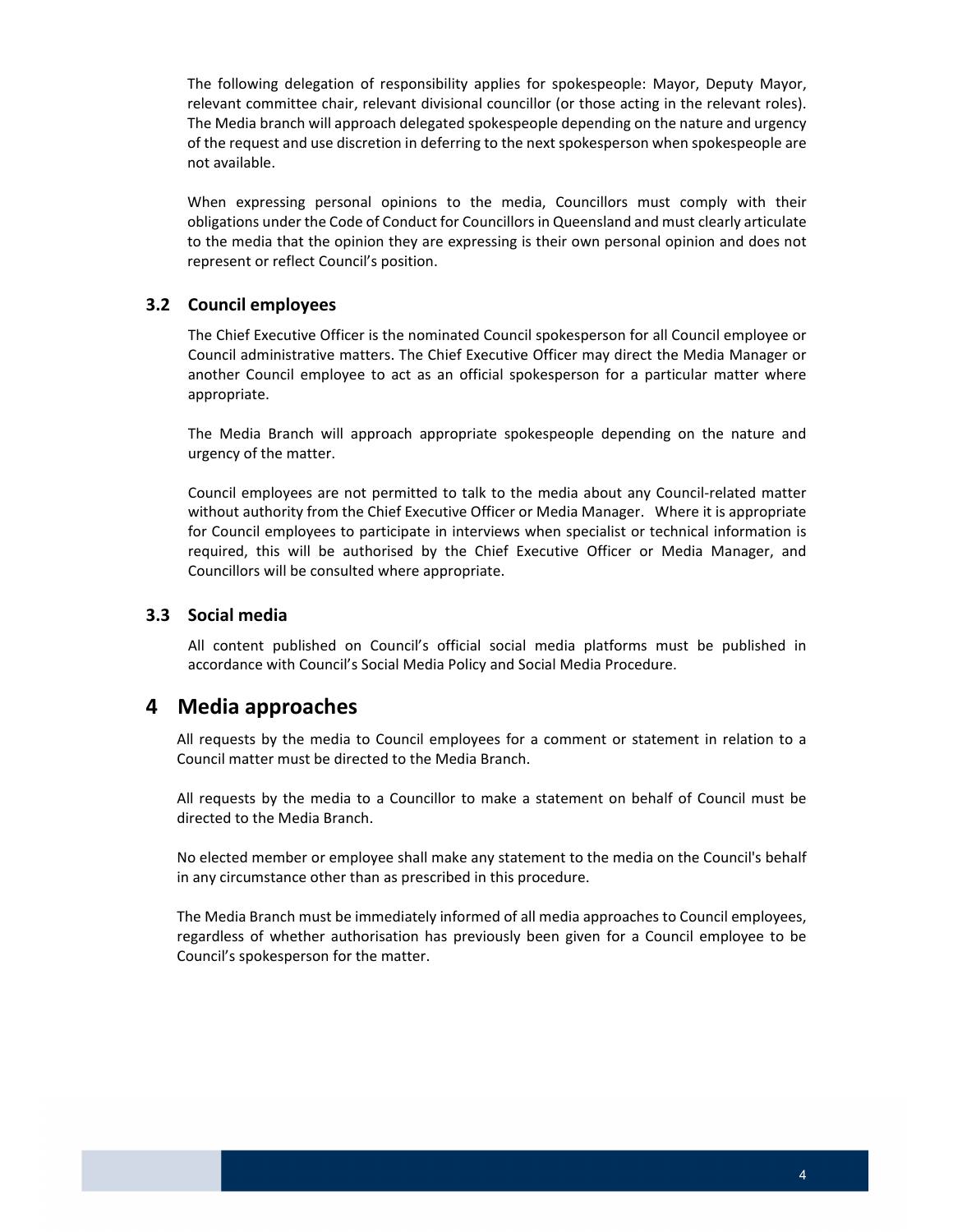The following delegation of responsibility applies for spokespeople: Mayor, Deputy Mayor, relevant committee chair, relevant divisional councillor (or those acting in the relevant roles). The Media branch will approach delegated spokespeople depending on the nature and urgency of the request and use discretion in deferring to the next spokesperson when spokespeople are not available.

When expressing personal opinions to the media, Councillors must comply with their obligations under the Code of Conduct for Councillors in Queensland and must clearly articulate to the media that the opinion they are expressing is their own personal opinion and does not represent or reflect Council's position.

### 3.2 Council employees

The Chief Executive Officer is the nominated Council spokesperson for all Council employee or Council administrative matters. The Chief Executive Officer may direct the Media Manager or another Council employee to act as an official spokesperson for a particular matter where appropriate.

The Media Branch will approach appropriate spokespeople depending on the nature and urgency of the matter.

Council employees are not permitted to talk to the media about any Council-related matter without authority from the Chief Executive Officer or Media Manager. Where it is appropriate for Council employees to participate in interviews when specialist or technical information is required, this will be authorised by the Chief Executive Officer or Media Manager, and Councillors will be consulted where appropriate.

### 3.3 Social media

All content published on Council's official social media platforms must be published in accordance with Council's Social Media Policy and Social Media Procedure.

## 4 Media approaches

All requests by the media to Council employees for a comment or statement in relation to a Council matter must be directed to the Media Branch.

All requests by the media to a Councillor to make a statement on behalf of Council must be directed to the Media Branch.

No elected member or employee shall make any statement to the media on the Council's behalf in any circumstance other than as prescribed in this procedure.

The Media Branch must be immediately informed of all media approaches to Council employees, regardless of whether authorisation has previously been given for a Council employee to be Council's spokesperson for the matter.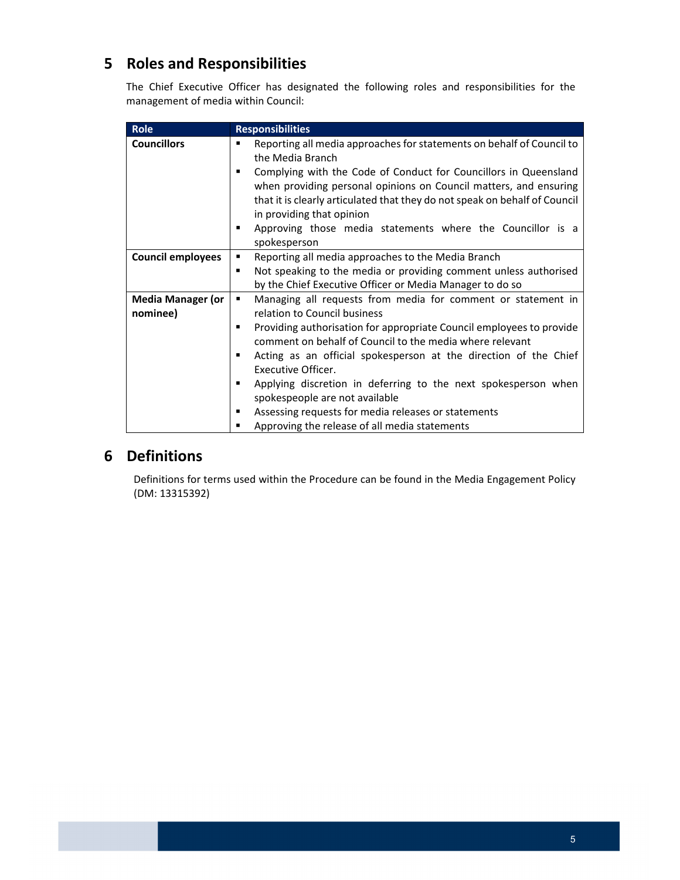## 5 Roles and Responsibilities

The Chief Executive Officer has designated the following roles and responsibilities for the management of media within Council:

| Role | Responsibilities |
|---|---|
| **Councillors** | ▪ Reporting all media approaches for statements on behalf of Council to the Media Branch<br>▪ Complying with the Code of Conduct for Councillors in Queensland when providing personal opinions on Council matters, and ensuring that it is clearly articulated that they do not speak on behalf of Council in providing that opinion<br>▪ Approving those media statements where the Councillor is a spokesperson |
| **Council employees** | ▪ Reporting all media approaches to the Media Branch<br>▪ Not speaking to the media or providing comment unless authorised by the Chief Executive Officer or Media Manager to do so |
| **Media Manager (or nominee)** | ▪ Managing all requests from media for comment or statement in relation to Council business<br>▪ Providing authorisation for appropriate Council employees to provide comment on behalf of Council to the media where relevant<br>▪ Acting as an official spokesperson at the direction of the Chief Executive Officer.<br>▪ Applying discretion in deferring to the next spokesperson when spokespeople are not available<br>▪ Assessing requests for media releases or statements<br>▪ Approving the release of all media statements |

## 6 Definitions

Definitions for terms used within the Procedure can be found in the Media Engagement Policy (DM: 13315392)